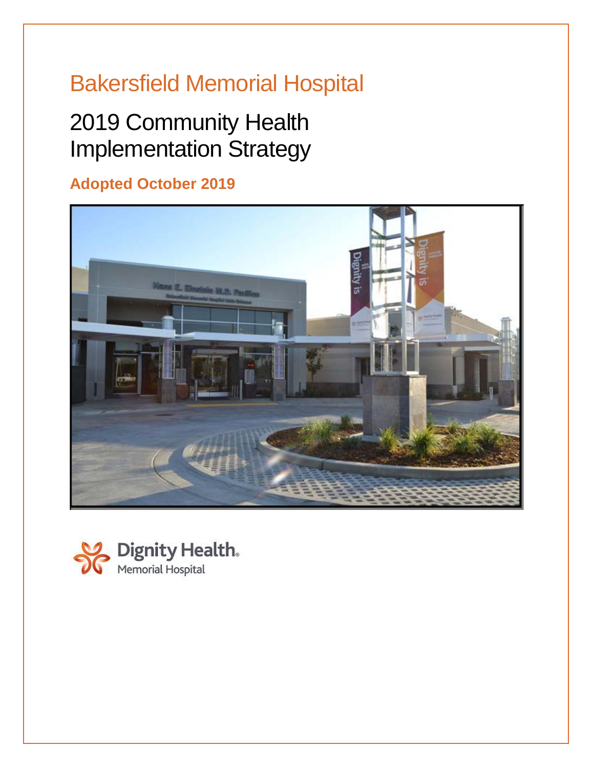# Bakersfield Memorial Hospital

## 2019 Community Health Implementation Strategy

**Adopted October 2019**

Dignity Health.
Memorial Hospital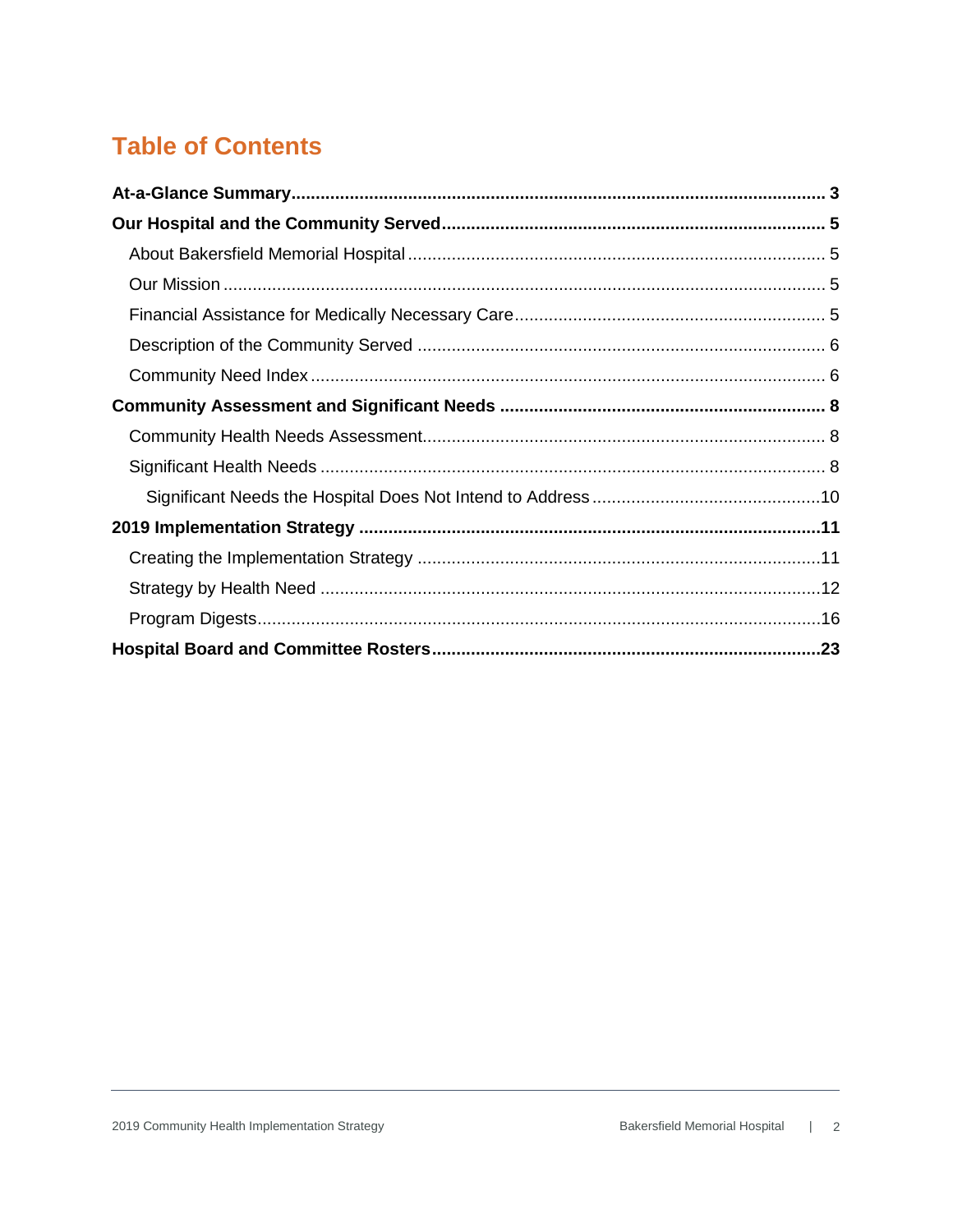# Table of Contents

**At-a-Glance Summary** ..... **3**

**Our Hospital and the Community Served** ..... **5**

- About Bakersfield Memorial Hospital ..... 5
- Our Mission ..... 5
- Financial Assistance for Medically Necessary Care ..... 5
- Description of the Community Served ..... 6
- Community Need Index ..... 6

**Community Assessment and Significant Needs** ..... **8**

- Community Health Needs Assessment ..... 8
- Significant Health Needs ..... 8
  - Significant Needs the Hospital Does Not Intend to Address ..... 10

**2019 Implementation Strategy** ..... **11**

- Creating the Implementation Strategy ..... 11
- Strategy by Health Need ..... 12
- Program Digests ..... 16

**Hospital Board and Committee Rosters** ..... **23**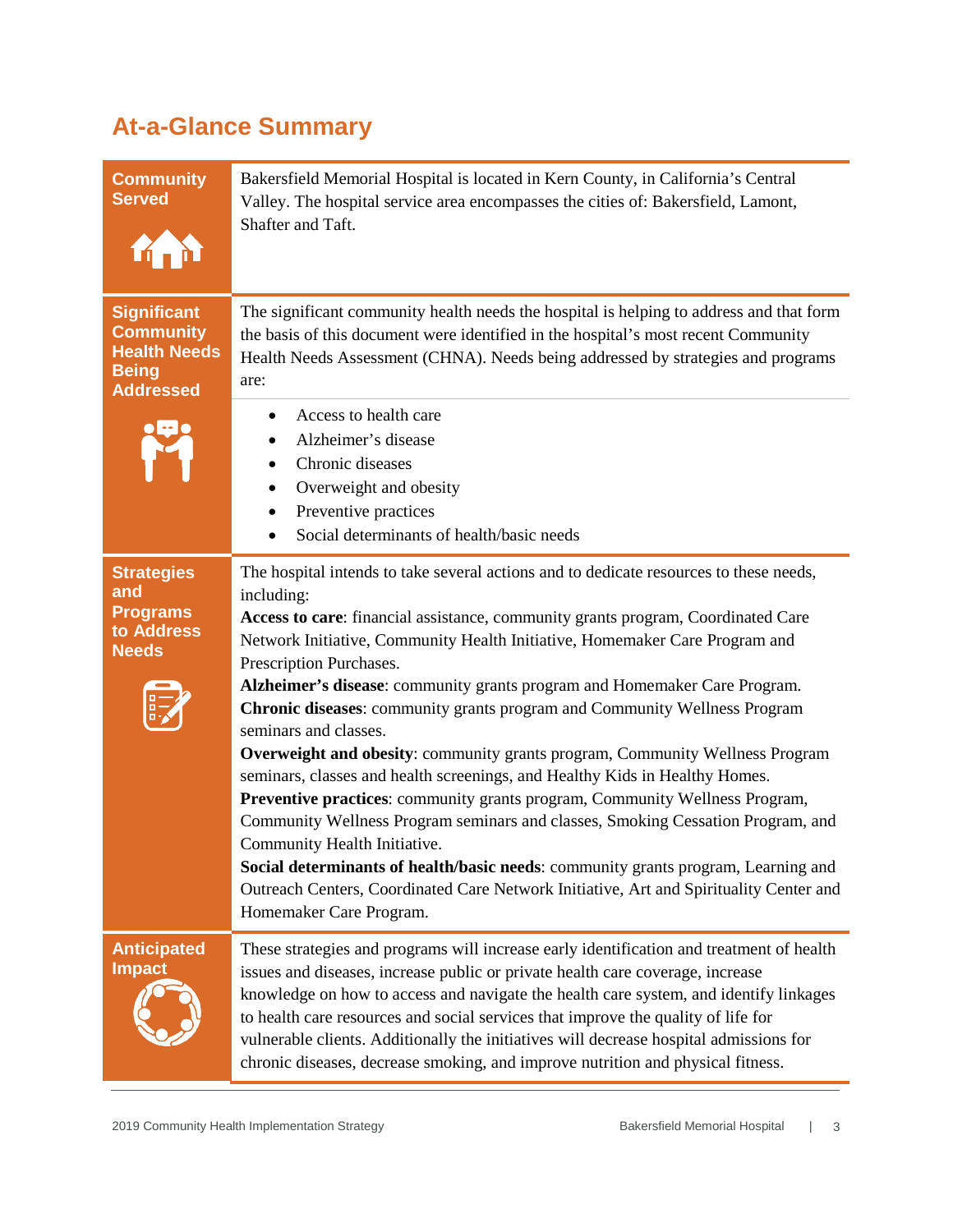# At-a-Glance Summary

| | |
|---|---|
| **Community Served** | Bakersfield Memorial Hospital is located in Kern County, in California's Central Valley. The hospital service area encompasses the cities of: Bakersfield, Lamont, Shafter and Taft. |
| **Significant Community Health Needs Being Addressed** | The significant community health needs the hospital is helping to address and that form the basis of this document were identified in the hospital's most recent Community Health Needs Assessment (CHNA). Needs being addressed by strategies and programs are:<br>• Access to health care<br>• Alzheimer's disease<br>• Chronic diseases<br>• Overweight and obesity<br>• Preventive practices<br>• Social determinants of health/basic needs |
| **Strategies and Programs to Address Needs** | The hospital intends to take several actions and to dedicate resources to these needs, including:<br>**Access to care**: financial assistance, community grants program, Coordinated Care Network Initiative, Community Health Initiative, Homemaker Care Program and Prescription Purchases.<br>**Alzheimer's disease**: community grants program and Homemaker Care Program.<br>**Chronic diseases**: community grants program and Community Wellness Program seminars and classes.<br>**Overweight and obesity**: community grants program, Community Wellness Program seminars, classes and health screenings, and Healthy Kids in Healthy Homes.<br>**Preventive practices**: community grants program, Community Wellness Program, Community Wellness Program seminars and classes, Smoking Cessation Program, and Community Health Initiative.<br>**Social determinants of health/basic needs**: community grants program, Learning and Outreach Centers, Coordinated Care Network Initiative, Art and Spirituality Center and Homemaker Care Program. |
| **Anticipated Impact** | These strategies and programs will increase early identification and treatment of health issues and diseases, increase public or private health care coverage, increase knowledge on how to access and navigate the health care system, and identify linkages to health care resources and social services that improve the quality of life for vulnerable clients. Additionally the initiatives will decrease hospital admissions for chronic diseases, decrease smoking, and improve nutrition and physical fitness. |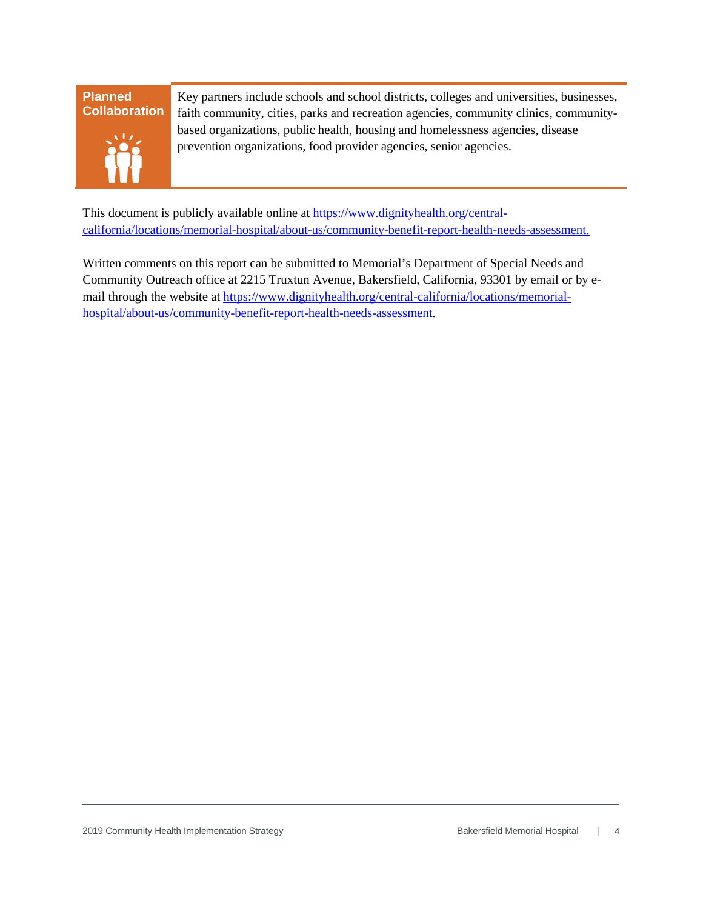**Planned Collaboration**

Key partners include schools and school districts, colleges and universities, businesses, faith community, cities, parks and recreation agencies, community clinics, community-based organizations, public health, housing and homelessness agencies, disease prevention organizations, food provider agencies, senior agencies.

This document is publicly available online at [https://www.dignityhealth.org/central-california/locations/memorial-hospital/about-us/community-benefit-report-health-needs-assessment.](https://www.dignityhealth.org/central-california/locations/memorial-hospital/about-us/community-benefit-report-health-needs-assessment)

Written comments on this report can be submitted to Memorial's Department of Special Needs and Community Outreach office at 2215 Truxtun Avenue, Bakersfield, California, 93301 by email or by e-mail through the website at [https://www.dignityhealth.org/central-california/locations/memorial-hospital/about-us/community-benefit-report-health-needs-assessment](https://www.dignityhealth.org/central-california/locations/memorial-hospital/about-us/community-benefit-report-health-needs-assessment).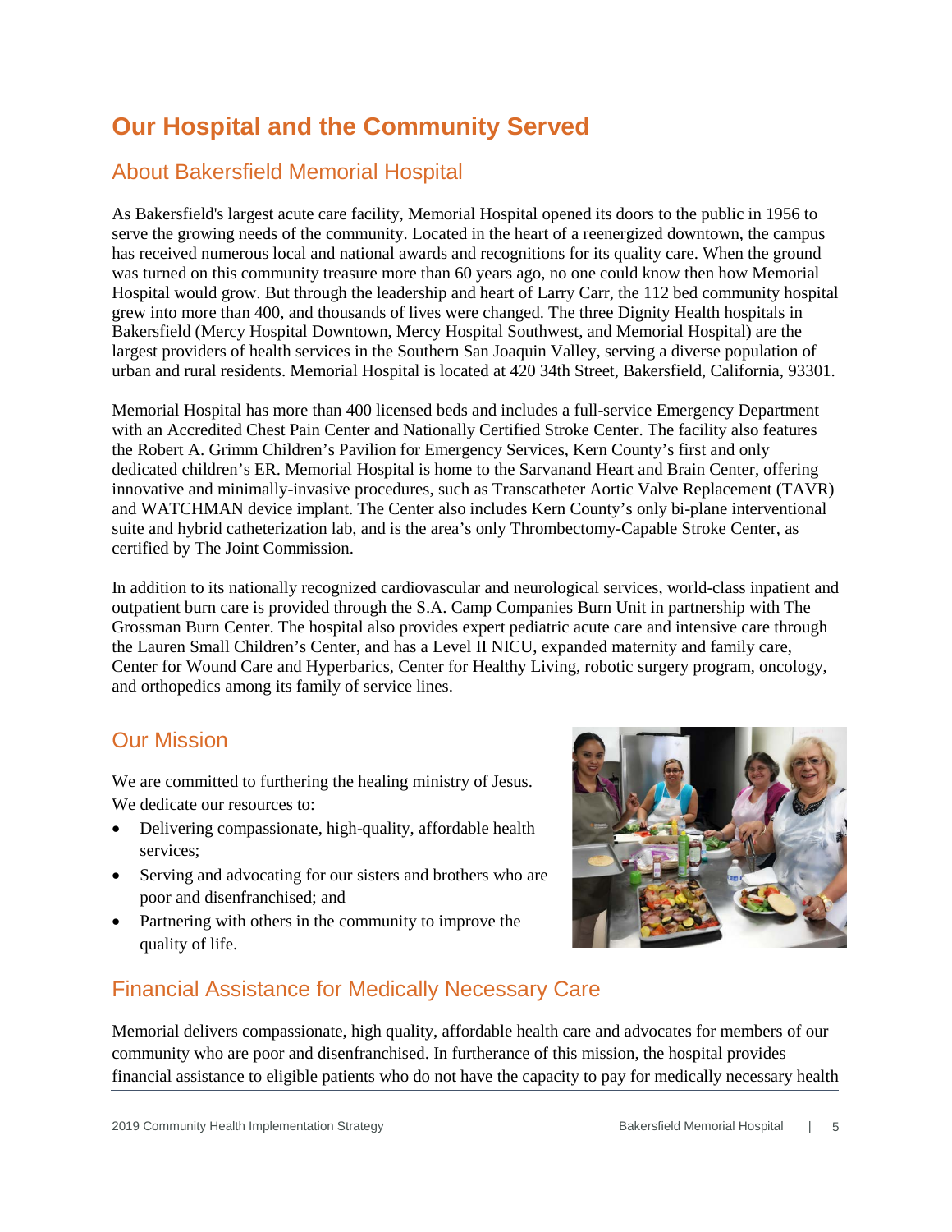# Our Hospital and the Community Served

## About Bakersfield Memorial Hospital

As Bakersfield's largest acute care facility, Memorial Hospital opened its doors to the public in 1956 to serve the growing needs of the community. Located in the heart of a reenergized downtown, the campus has received numerous local and national awards and recognitions for its quality care. When the ground was turned on this community treasure more than 60 years ago, no one could know then how Memorial Hospital would grow. But through the leadership and heart of Larry Carr, the 112 bed community hospital grew into more than 400, and thousands of lives were changed. The three Dignity Health hospitals in Bakersfield (Mercy Hospital Downtown, Mercy Hospital Southwest, and Memorial Hospital) are the largest providers of health services in the Southern San Joaquin Valley, serving a diverse population of urban and rural residents. Memorial Hospital is located at 420 34th Street, Bakersfield, California, 93301.

Memorial Hospital has more than 400 licensed beds and includes a full-service Emergency Department with an Accredited Chest Pain Center and Nationally Certified Stroke Center. The facility also features the Robert A. Grimm Children's Pavilion for Emergency Services, Kern County's first and only dedicated children's ER. Memorial Hospital is home to the Sarvanand Heart and Brain Center, offering innovative and minimally-invasive procedures, such as Transcatheter Aortic Valve Replacement (TAVR) and WATCHMAN device implant. The Center also includes Kern County's only bi-plane interventional suite and hybrid catheterization lab, and is the area's only Thrombectomy-Capable Stroke Center, as certified by The Joint Commission.

In addition to its nationally recognized cardiovascular and neurological services, world-class inpatient and outpatient burn care is provided through the S.A. Camp Companies Burn Unit in partnership with The Grossman Burn Center. The hospital also provides expert pediatric acute care and intensive care through the Lauren Small Children's Center, and has a Level II NICU, expanded maternity and family care, Center for Wound Care and Hyperbarics, Center for Healthy Living, robotic surgery program, oncology, and orthopedics among its family of service lines.

## Our Mission

We are committed to furthering the healing ministry of Jesus. We dedicate our resources to:

- Delivering compassionate, high-quality, affordable health services;
- Serving and advocating for our sisters and brothers who are poor and disenfranchised; and
- Partnering with others in the community to improve the quality of life.

## Financial Assistance for Medically Necessary Care

Memorial delivers compassionate, high quality, affordable health care and advocates for members of our community who are poor and disenfranchised. In furtherance of this mission, the hospital provides financial assistance to eligible patients who do not have the capacity to pay for medically necessary health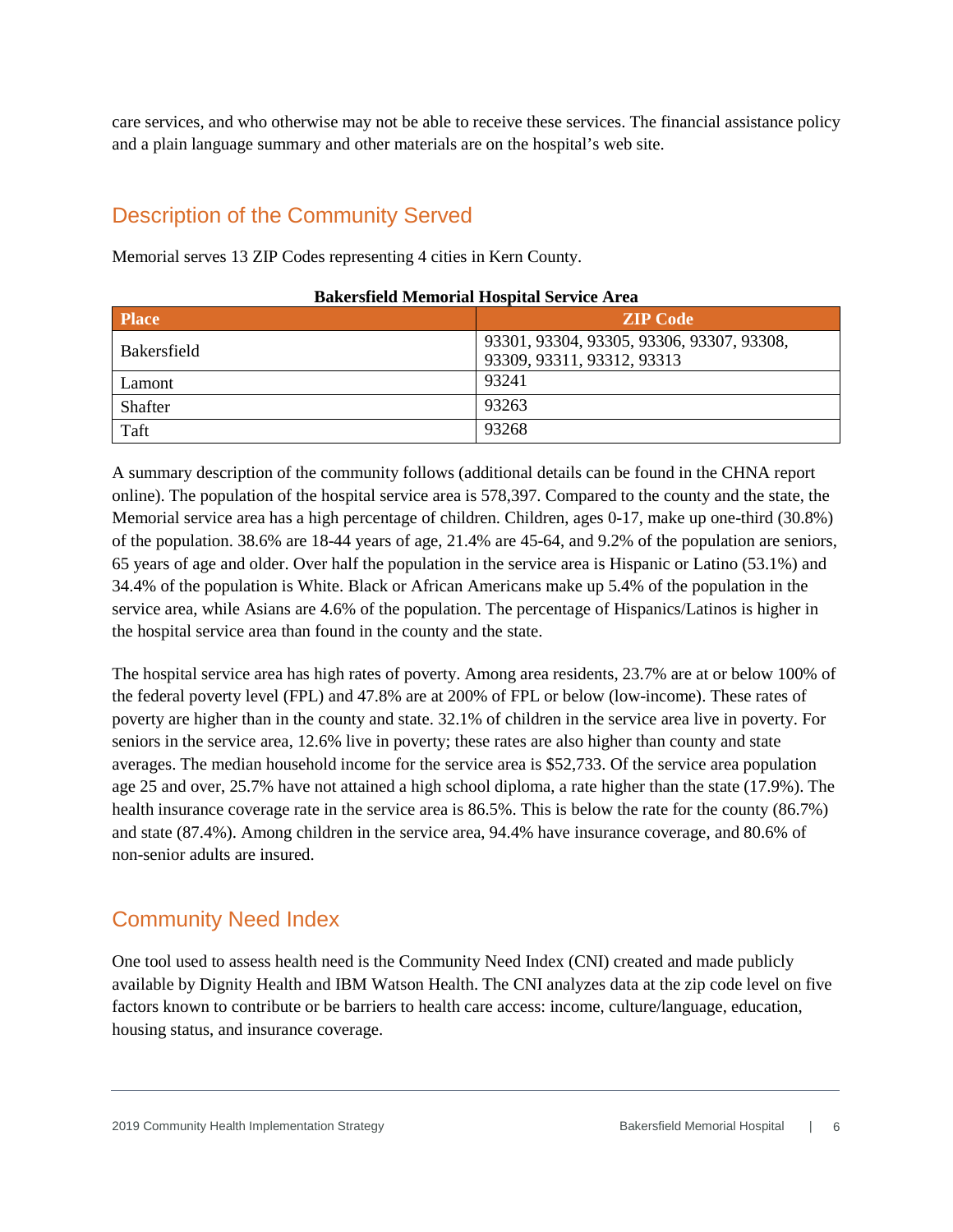care services, and who otherwise may not be able to receive these services. The financial assistance policy and a plain language summary and other materials are on the hospital's web site.

## Description of the Community Served

Memorial serves 13 ZIP Codes representing 4 cities in Kern County.

**Bakersfield Memorial Hospital Service Area**

| Place | ZIP Code |
| --- | --- |
| Bakersfield | 93301, 93304, 93305, 93306, 93307, 93308, 93309, 93311, 93312, 93313 |
| Lamont | 93241 |
| Shafter | 93263 |
| Taft | 93268 |

A summary description of the community follows (additional details can be found in the CHNA report online). The population of the hospital service area is 578,397. Compared to the county and the state, the Memorial service area has a high percentage of children. Children, ages 0-17, make up one-third (30.8%) of the population. 38.6% are 18-44 years of age, 21.4% are 45-64, and 9.2% of the population are seniors, 65 years of age and older. Over half the population in the service area is Hispanic or Latino (53.1%) and 34.4% of the population is White. Black or African Americans make up 5.4% of the population in the service area, while Asians are 4.6% of the population. The percentage of Hispanics/Latinos is higher in the hospital service area than found in the county and the state.

The hospital service area has high rates of poverty. Among area residents, 23.7% are at or below 100% of the federal poverty level (FPL) and 47.8% are at 200% of FPL or below (low-income). These rates of poverty are higher than in the county and state. 32.1% of children in the service area live in poverty. For seniors in the service area, 12.6% live in poverty; these rates are also higher than county and state averages. The median household income for the service area is $52,733. Of the service area population age 25 and over, 25.7% have not attained a high school diploma, a rate higher than the state (17.9%). The health insurance coverage rate in the service area is 86.5%. This is below the rate for the county (86.7%) and state (87.4%). Among children in the service area, 94.4% have insurance coverage, and 80.6% of non-senior adults are insured.

## Community Need Index

One tool used to assess health need is the Community Need Index (CNI) created and made publicly available by Dignity Health and IBM Watson Health. The CNI analyzes data at the zip code level on five factors known to contribute or be barriers to health care access: income, culture/language, education, housing status, and insurance coverage.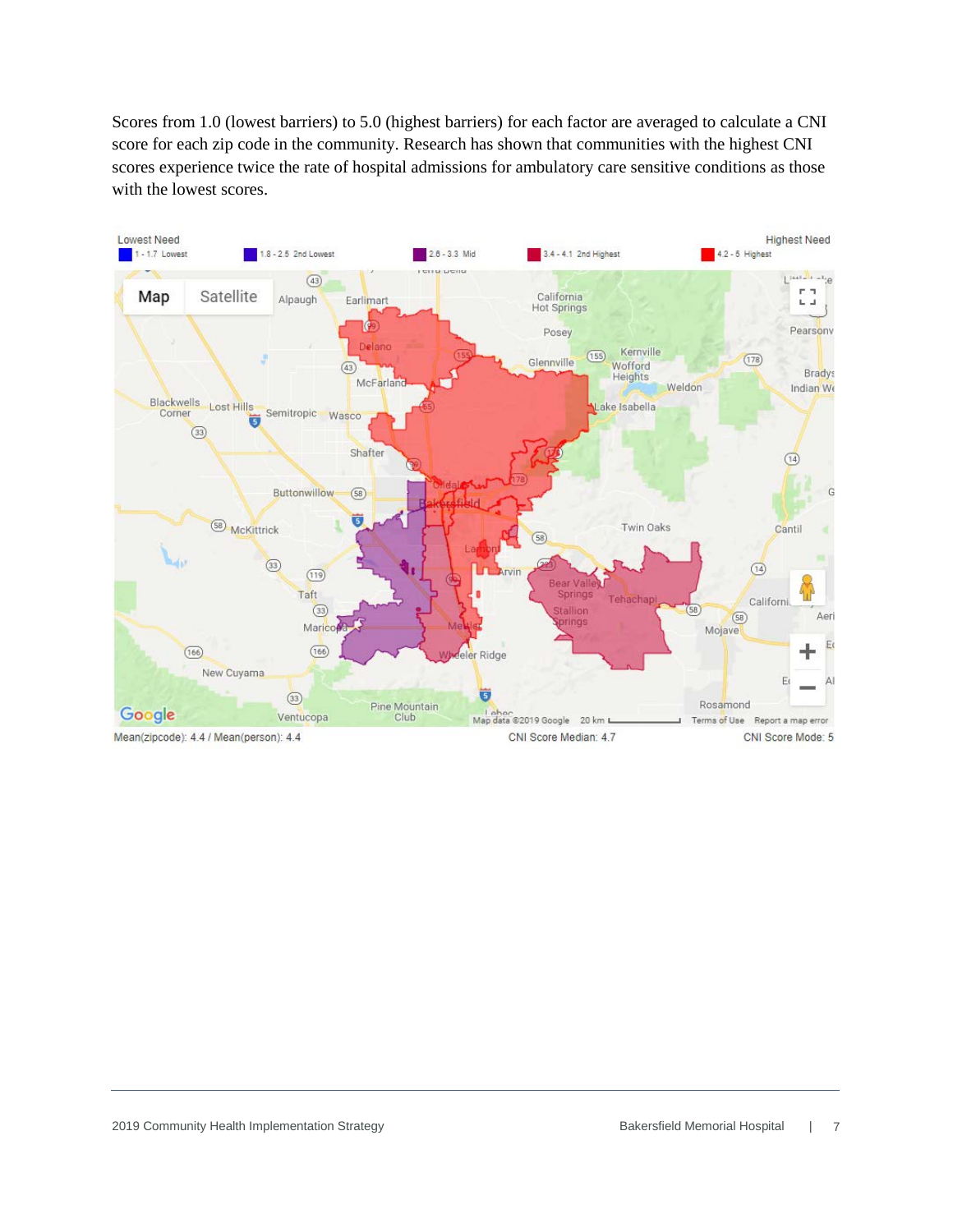Scores from 1.0 (lowest barriers) to 5.0 (highest barriers) for each factor are averaged to calculate a CNI score for each zip code in the community. Research has shown that communities with the highest CNI scores experience twice the rate of hospital admissions for ambulatory care sensitive conditions as those with the lowest scores.

Lowest Need — Highest Need

1 - 1.7 Lowest | 1.8 - 2.5 2nd Lowest | 2.6 - 3.3 Mid | 3.4 - 4.1 2nd Highest | 4.2 - 5 Highest

Mean(zipcode): 4.4 / Mean(person): 4.4 | CNI Score Median: 4.7 | CNI Score Mode: 5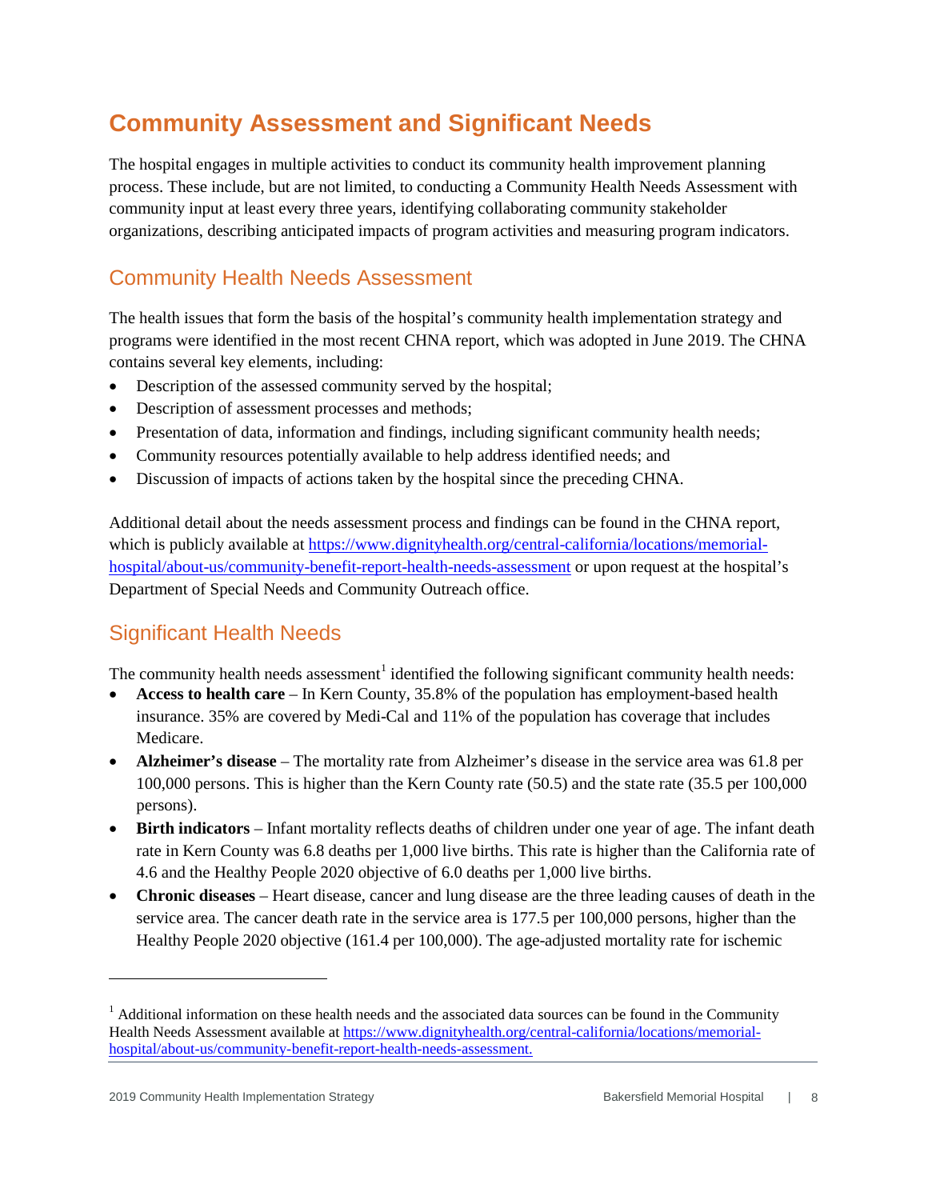# Community Assessment and Significant Needs

The hospital engages in multiple activities to conduct its community health improvement planning process. These include, but are not limited, to conducting a Community Health Needs Assessment with community input at least every three years, identifying collaborating community stakeholder organizations, describing anticipated impacts of program activities and measuring program indicators.

## Community Health Needs Assessment

The health issues that form the basis of the hospital's community health implementation strategy and programs were identified in the most recent CHNA report, which was adopted in June 2019. The CHNA contains several key elements, including:

- Description of the assessed community served by the hospital;
- Description of assessment processes and methods;
- Presentation of data, information and findings, including significant community health needs;
- Community resources potentially available to help address identified needs; and
- Discussion of impacts of actions taken by the hospital since the preceding CHNA.

Additional detail about the needs assessment process and findings can be found in the CHNA report, which is publicly available at https://www.dignityhealth.org/central-california/locations/memorial-hospital/about-us/community-benefit-report-health-needs-assessment or upon request at the hospital's Department of Special Needs and Community Outreach office.

## Significant Health Needs

The community health needs assessment[1] identified the following significant community health needs:

- **Access to health care** – In Kern County, 35.8% of the population has employment-based health insurance. 35% are covered by Medi-Cal and 11% of the population has coverage that includes Medicare.
- **Alzheimer's disease** – The mortality rate from Alzheimer's disease in the service area was 61.8 per 100,000 persons. This is higher than the Kern County rate (50.5) and the state rate (35.5 per 100,000 persons).
- **Birth indicators** – Infant mortality reflects deaths of children under one year of age. The infant death rate in Kern County was 6.8 deaths per 1,000 live births. This rate is higher than the California rate of 4.6 and the Healthy People 2020 objective of 6.0 deaths per 1,000 live births.
- **Chronic diseases** – Heart disease, cancer and lung disease are the three leading causes of death in the service area. The cancer death rate in the service area is 177.5 per 100,000 persons, higher than the Healthy People 2020 objective (161.4 per 100,000). The age-adjusted mortality rate for ischemic

[1] Additional information on these health needs and the associated data sources can be found in the Community Health Needs Assessment available at https://www.dignityhealth.org/central-california/locations/memorial-hospital/about-us/community-benefit-report-health-needs-assessment.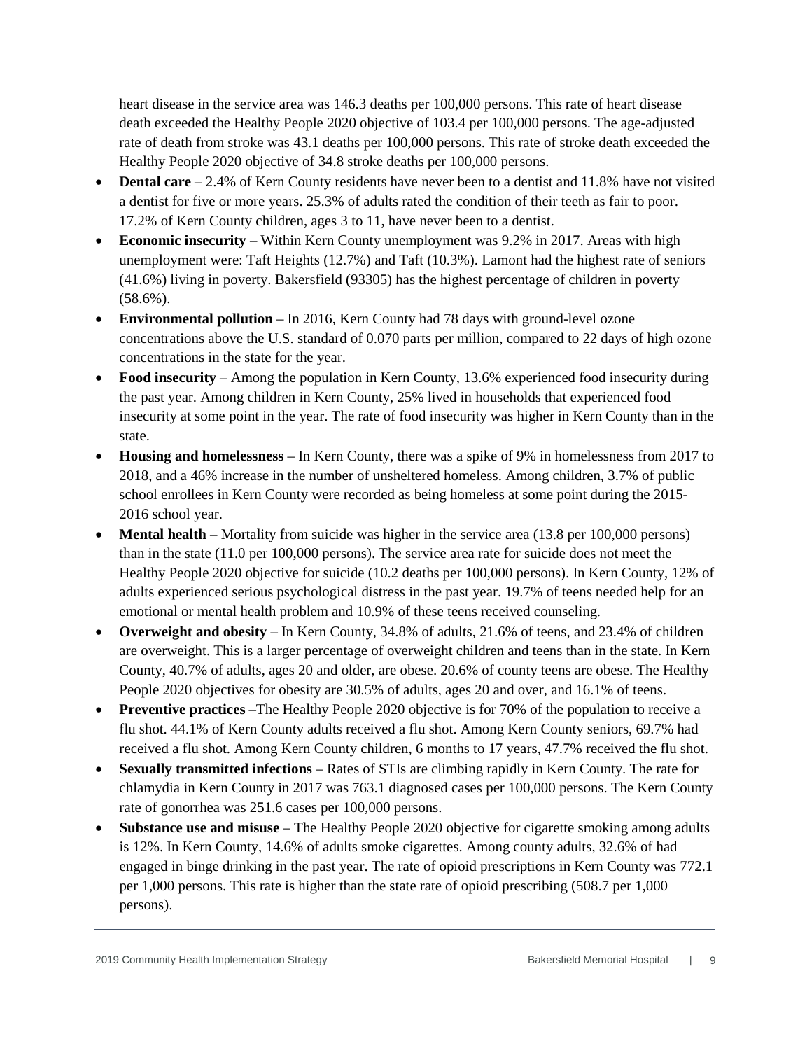heart disease in the service area was 146.3 deaths per 100,000 persons. This rate of heart disease death exceeded the Healthy People 2020 objective of 103.4 per 100,000 persons. The age-adjusted rate of death from stroke was 43.1 deaths per 100,000 persons. This rate of stroke death exceeded the Healthy People 2020 objective of 34.8 stroke deaths per 100,000 persons.

- **Dental care** – 2.4% of Kern County residents have never been to a dentist and 11.8% have not visited a dentist for five or more years. 25.3% of adults rated the condition of their teeth as fair to poor. 17.2% of Kern County children, ages 3 to 11, have never been to a dentist.
- **Economic insecurity** – Within Kern County unemployment was 9.2% in 2017. Areas with high unemployment were: Taft Heights (12.7%) and Taft (10.3%). Lamont had the highest rate of seniors (41.6%) living in poverty. Bakersfield (93305) has the highest percentage of children in poverty (58.6%).
- **Environmental pollution** – In 2016, Kern County had 78 days with ground-level ozone concentrations above the U.S. standard of 0.070 parts per million, compared to 22 days of high ozone concentrations in the state for the year.
- **Food insecurity** – Among the population in Kern County, 13.6% experienced food insecurity during the past year. Among children in Kern County, 25% lived in households that experienced food insecurity at some point in the year. The rate of food insecurity was higher in Kern County than in the state.
- **Housing and homelessness** – In Kern County, there was a spike of 9% in homelessness from 2017 to 2018, and a 46% increase in the number of unsheltered homeless. Among children, 3.7% of public school enrollees in Kern County were recorded as being homeless at some point during the 2015-2016 school year.
- **Mental health** – Mortality from suicide was higher in the service area (13.8 per 100,000 persons) than in the state (11.0 per 100,000 persons). The service area rate for suicide does not meet the Healthy People 2020 objective for suicide (10.2 deaths per 100,000 persons). In Kern County, 12% of adults experienced serious psychological distress in the past year. 19.7% of teens needed help for an emotional or mental health problem and 10.9% of these teens received counseling.
- **Overweight and obesity** – In Kern County, 34.8% of adults, 21.6% of teens, and 23.4% of children are overweight. This is a larger percentage of overweight children and teens than in the state. In Kern County, 40.7% of adults, ages 20 and older, are obese. 20.6% of county teens are obese. The Healthy People 2020 objectives for obesity are 30.5% of adults, ages 20 and over, and 16.1% of teens.
- **Preventive practices** –The Healthy People 2020 objective is for 70% of the population to receive a flu shot. 44.1% of Kern County adults received a flu shot. Among Kern County seniors, 69.7% had received a flu shot. Among Kern County children, 6 months to 17 years, 47.7% received the flu shot.
- **Sexually transmitted infections** – Rates of STIs are climbing rapidly in Kern County. The rate for chlamydia in Kern County in 2017 was 763.1 diagnosed cases per 100,000 persons. The Kern County rate of gonorrhea was 251.6 cases per 100,000 persons.
- **Substance use and misuse** – The Healthy People 2020 objective for cigarette smoking among adults is 12%. In Kern County, 14.6% of adults smoke cigarettes. Among county adults, 32.6% of had engaged in binge drinking in the past year. The rate of opioid prescriptions in Kern County was 772.1 per 1,000 persons. This rate is higher than the state rate of opioid prescribing (508.7 per 1,000 persons).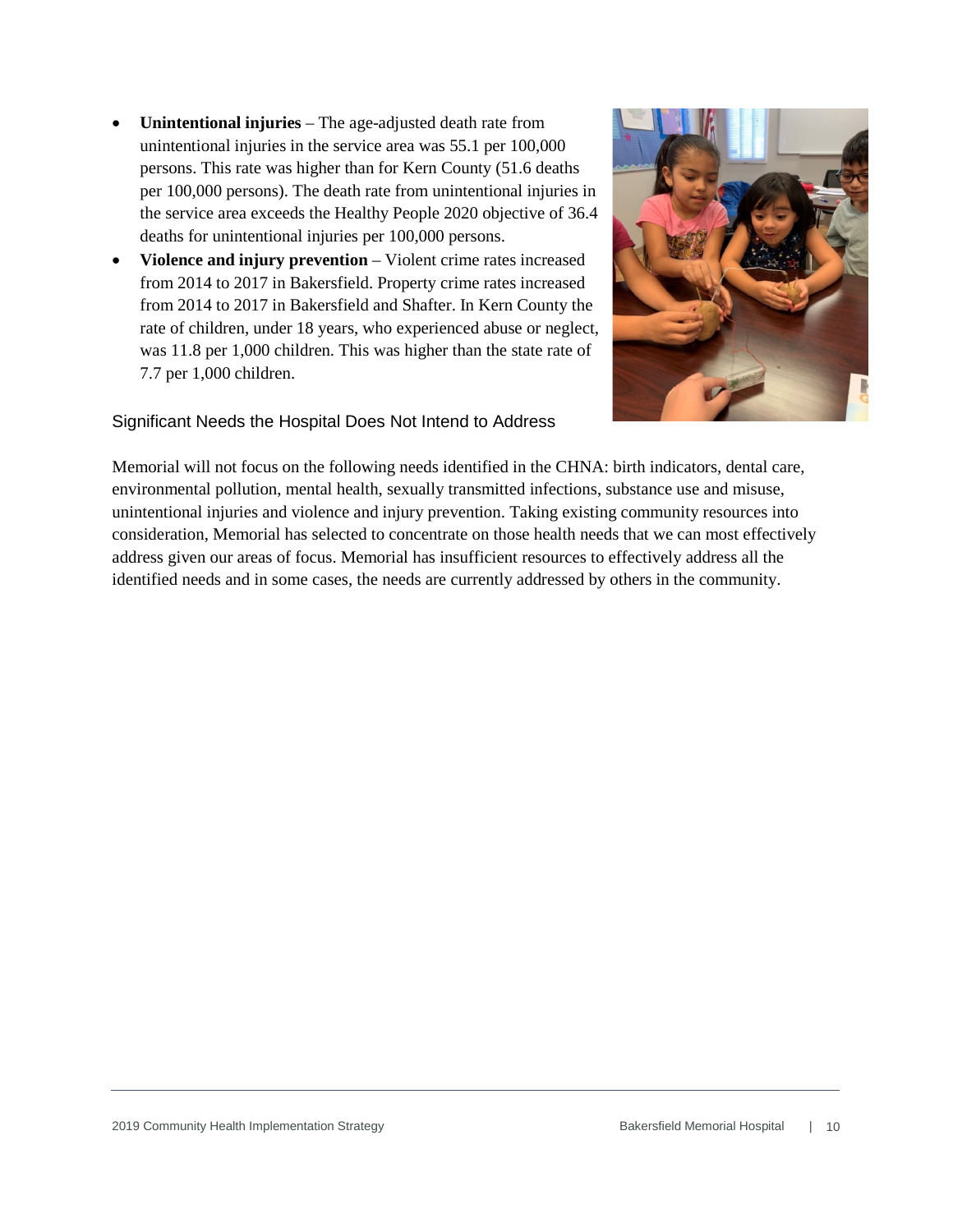- **Unintentional injuries** – The age-adjusted death rate from unintentional injuries in the service area was 55.1 per 100,000 persons. This rate was higher than for Kern County (51.6 deaths per 100,000 persons). The death rate from unintentional injuries in the service area exceeds the Healthy People 2020 objective of 36.4 deaths for unintentional injuries per 100,000 persons.
- **Violence and injury prevention** – Violent crime rates increased from 2014 to 2017 in Bakersfield. Property crime rates increased from 2014 to 2017 in Bakersfield and Shafter. In Kern County the rate of children, under 18 years, who experienced abuse or neglect, was 11.8 per 1,000 children. This was higher than the state rate of 7.7 per 1,000 children.

## Significant Needs the Hospital Does Not Intend to Address

Memorial will not focus on the following needs identified in the CHNA: birth indicators, dental care, environmental pollution, mental health, sexually transmitted infections, substance use and misuse, unintentional injuries and violence and injury prevention. Taking existing community resources into consideration, Memorial has selected to concentrate on those health needs that we can most effectively address given our areas of focus. Memorial has insufficient resources to effectively address all the identified needs and in some cases, the needs are currently addressed by others in the community.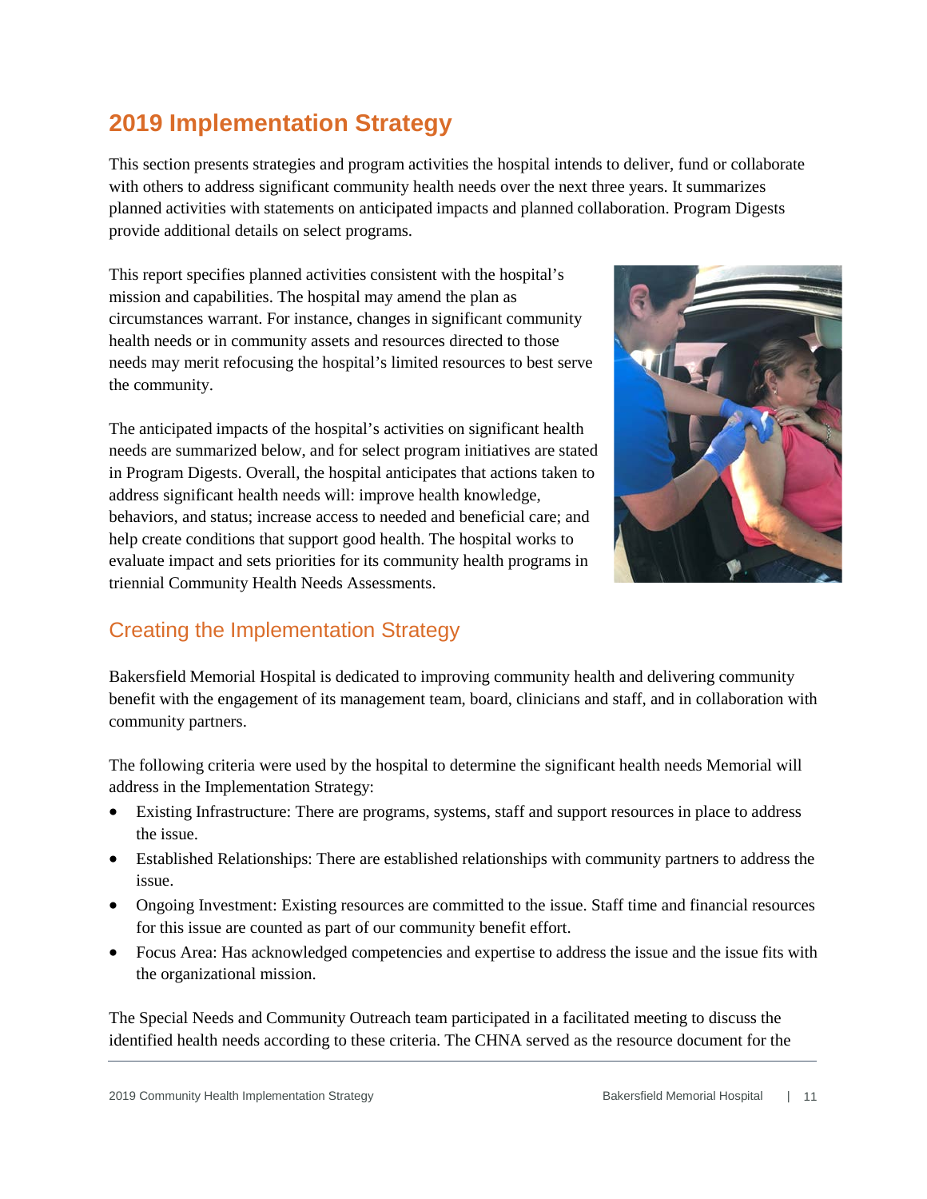# 2019 Implementation Strategy

This section presents strategies and program activities the hospital intends to deliver, fund or collaborate with others to address significant community health needs over the next three years. It summarizes planned activities with statements on anticipated impacts and planned collaboration. Program Digests provide additional details on select programs.

This report specifies planned activities consistent with the hospital's mission and capabilities. The hospital may amend the plan as circumstances warrant. For instance, changes in significant community health needs or in community assets and resources directed to those needs may merit refocusing the hospital's limited resources to best serve the community.

The anticipated impacts of the hospital's activities on significant health needs are summarized below, and for select program initiatives are stated in Program Digests. Overall, the hospital anticipates that actions taken to address significant health needs will: improve health knowledge, behaviors, and status; increase access to needed and beneficial care; and help create conditions that support good health. The hospital works to evaluate impact and sets priorities for its community health programs in triennial Community Health Needs Assessments.

## Creating the Implementation Strategy

Bakersfield Memorial Hospital is dedicated to improving community health and delivering community benefit with the engagement of its management team, board, clinicians and staff, and in collaboration with community partners.

The following criteria were used by the hospital to determine the significant health needs Memorial will address in the Implementation Strategy:

- Existing Infrastructure: There are programs, systems, staff and support resources in place to address the issue.
- Established Relationships: There are established relationships with community partners to address the issue.
- Ongoing Investment: Existing resources are committed to the issue. Staff time and financial resources for this issue are counted as part of our community benefit effort.
- Focus Area: Has acknowledged competencies and expertise to address the issue and the issue fits with the organizational mission.

The Special Needs and Community Outreach team participated in a facilitated meeting to discuss the identified health needs according to these criteria. The CHNA served as the resource document for the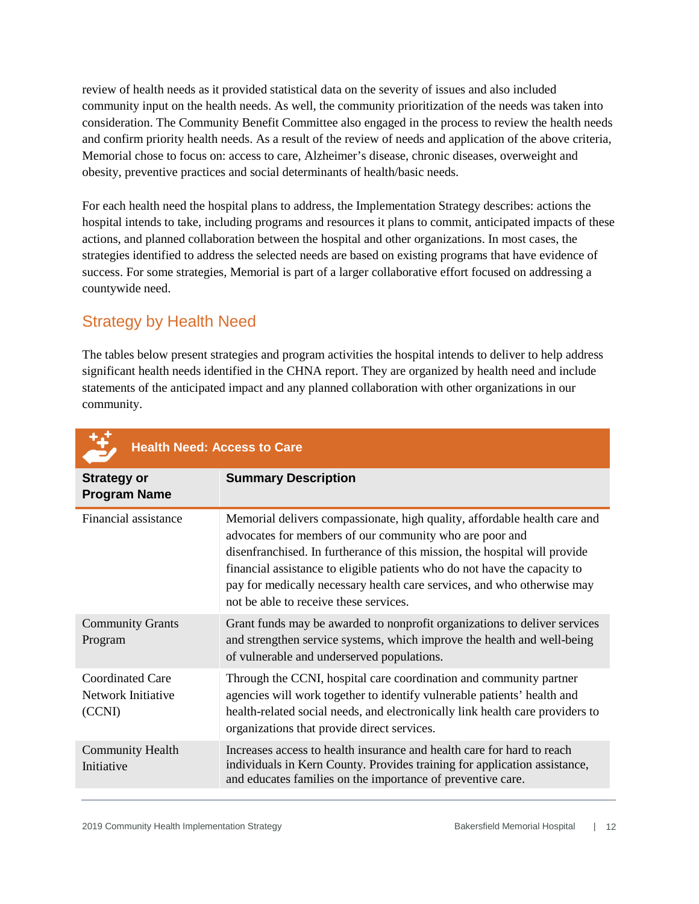review of health needs as it provided statistical data on the severity of issues and also included community input on the health needs. As well, the community prioritization of the needs was taken into consideration. The Community Benefit Committee also engaged in the process to review the health needs and confirm priority health needs. As a result of the review of needs and application of the above criteria, Memorial chose to focus on: access to care, Alzheimer's disease, chronic diseases, overweight and obesity, preventive practices and social determinants of health/basic needs.

For each health need the hospital plans to address, the Implementation Strategy describes: actions the hospital intends to take, including programs and resources it plans to commit, anticipated impacts of these actions, and planned collaboration between the hospital and other organizations. In most cases, the strategies identified to address the selected needs are based on existing programs that have evidence of success. For some strategies, Memorial is part of a larger collaborative effort focused on addressing a countywide need.

## Strategy by Health Need

The tables below present strategies and program activities the hospital intends to deliver to help address significant health needs identified in the CHNA report. They are organized by health need and include statements of the anticipated impact and any planned collaboration with other organizations in our community.

**Health Need: Access to Care**

| Strategy or Program Name | Summary Description |
|---|---|
| Financial assistance | Memorial delivers compassionate, high quality, affordable health care and advocates for members of our community who are poor and disenfranchised. In furtherance of this mission, the hospital will provide financial assistance to eligible patients who do not have the capacity to pay for medically necessary health care services, and who otherwise may not be able to receive these services. |
| Community Grants Program | Grant funds may be awarded to nonprofit organizations to deliver services and strengthen service systems, which improve the health and well-being of vulnerable and underserved populations. |
| Coordinated Care Network Initiative (CCNI) | Through the CCNI, hospital care coordination and community partner agencies will work together to identify vulnerable patients' health and health-related social needs, and electronically link health care providers to organizations that provide direct services. |
| Community Health Initiative | Increases access to health insurance and health care for hard to reach individuals in Kern County. Provides training for application assistance, and educates families on the importance of preventive care. |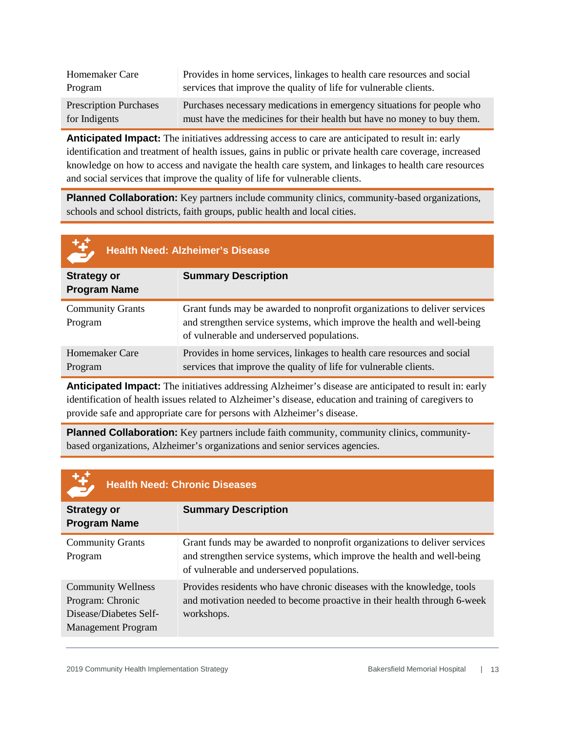| Strategy or Program Name | Summary Description |
|---|---|
| Homemaker Care Program | Provides in home services, linkages to health care resources and social services that improve the quality of life for vulnerable clients. |
| Prescription Purchases for Indigents | Purchases necessary medications in emergency situations for people who must have the medicines for their health but have no money to buy them. |

**Anticipated Impact:** The initiatives addressing access to care are anticipated to result in: early identification and treatment of health issues, gains in public or private health care coverage, increased knowledge on how to access and navigate the health care system, and linkages to health care resources and social services that improve the quality of life for vulnerable clients.

**Planned Collaboration:** Key partners include community clinics, community-based organizations, schools and school districts, faith groups, public health and local cities.

### Health Need: Alzheimer's Disease

| Strategy or Program Name | Summary Description |
|---|---|
| Community Grants Program | Grant funds may be awarded to nonprofit organizations to deliver services and strengthen service systems, which improve the health and well-being of vulnerable and underserved populations. |
| Homemaker Care Program | Provides in home services, linkages to health care resources and social services that improve the quality of life for vulnerable clients. |

**Anticipated Impact:** The initiatives addressing Alzheimer's disease are anticipated to result in: early identification of health issues related to Alzheimer's disease, education and training of caregivers to provide safe and appropriate care for persons with Alzheimer's disease.

**Planned Collaboration:** Key partners include faith community, community clinics, community-based organizations, Alzheimer's organizations and senior services agencies.

### Health Need: Chronic Diseases

| Strategy or Program Name | Summary Description |
|---|---|
| Community Grants Program | Grant funds may be awarded to nonprofit organizations to deliver services and strengthen service systems, which improve the health and well-being of vulnerable and underserved populations. |
| Community Wellness Program: Chronic Disease/Diabetes Self-Management Program | Provides residents who have chronic diseases with the knowledge, tools and motivation needed to become proactive in their health through 6-week workshops. |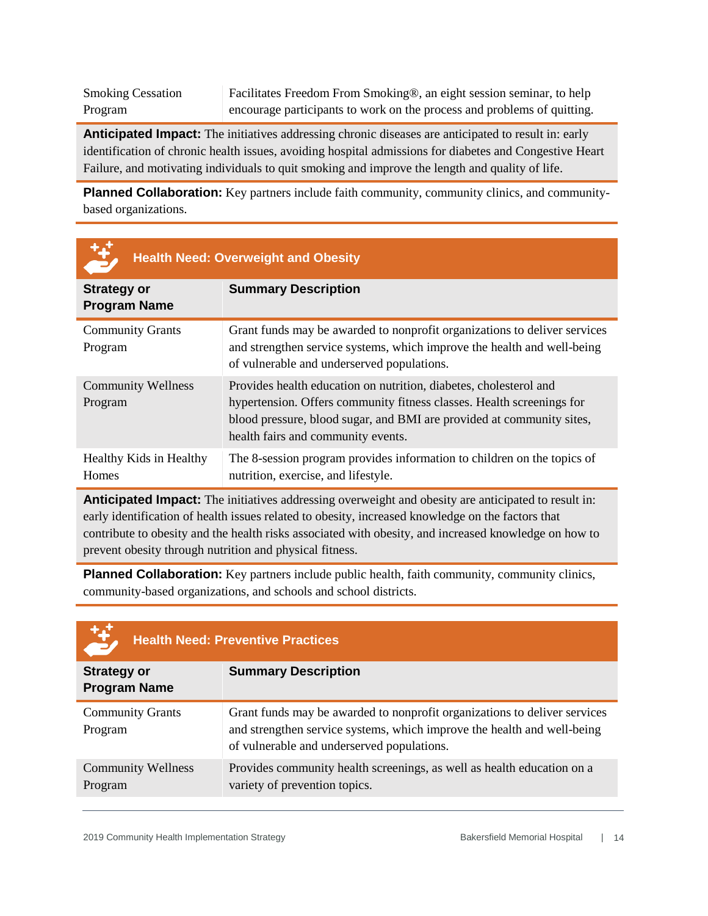| | |
|---|---|
| Smoking Cessation Program | Facilitates Freedom From Smoking®, an eight session seminar, to help encourage participants to work on the process and problems of quitting. |

**Anticipated Impact:** The initiatives addressing chronic diseases are anticipated to result in: early identification of chronic health issues, avoiding hospital admissions for diabetes and Congestive Heart Failure, and motivating individuals to quit smoking and improve the length and quality of life.

**Planned Collaboration:** Key partners include faith community, community clinics, and community-based organizations.

## Health Need: Overweight and Obesity

| Strategy or Program Name | Summary Description |
|---|---|
| Community Grants Program | Grant funds may be awarded to nonprofit organizations to deliver services and strengthen service systems, which improve the health and well-being of vulnerable and underserved populations. |
| Community Wellness Program | Provides health education on nutrition, diabetes, cholesterol and hypertension. Offers community fitness classes. Health screenings for blood pressure, blood sugar, and BMI are provided at community sites, health fairs and community events. |
| Healthy Kids in Healthy Homes | The 8-session program provides information to children on the topics of nutrition, exercise, and lifestyle. |

**Anticipated Impact:** The initiatives addressing overweight and obesity are anticipated to result in: early identification of health issues related to obesity, increased knowledge on the factors that contribute to obesity and the health risks associated with obesity, and increased knowledge on how to prevent obesity through nutrition and physical fitness.

**Planned Collaboration:** Key partners include public health, faith community, community clinics, community-based organizations, and schools and school districts.

## Health Need: Preventive Practices

| Strategy or Program Name | Summary Description |
|---|---|
| Community Grants Program | Grant funds may be awarded to nonprofit organizations to deliver services and strengthen service systems, which improve the health and well-being of vulnerable and underserved populations. |
| Community Wellness Program | Provides community health screenings, as well as health education on a variety of prevention topics. |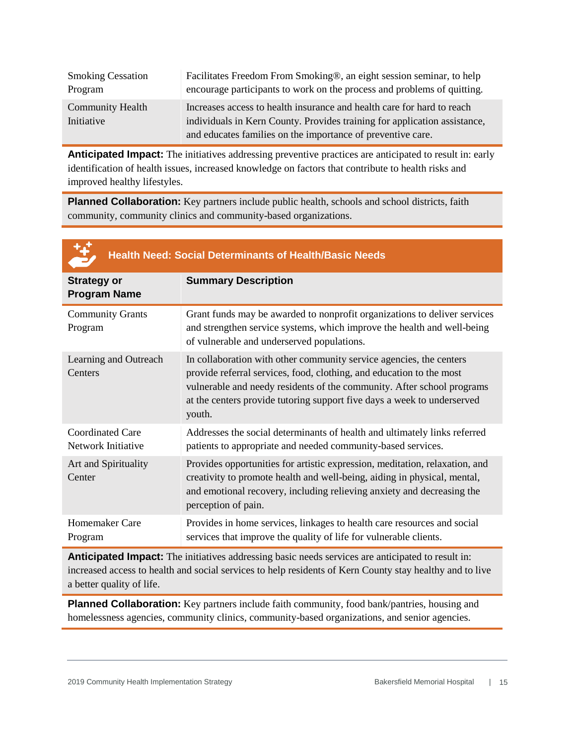| | |
|---|---|
| Smoking Cessation Program | Facilitates Freedom From Smoking®, an eight session seminar, to help encourage participants to work on the process and problems of quitting. |
| Community Health Initiative | Increases access to health insurance and health care for hard to reach individuals in Kern County. Provides training for application assistance, and educates families on the importance of preventive care. |

**Anticipated Impact:** The initiatives addressing preventive practices are anticipated to result in: early identification of health issues, increased knowledge on factors that contribute to health risks and improved healthy lifestyles.

**Planned Collaboration:** Key partners include public health, schools and school districts, faith community, community clinics and community-based organizations.

## Health Need: Social Determinants of Health/Basic Needs

| Strategy or Program Name | Summary Description |
|---|---|
| Community Grants Program | Grant funds may be awarded to nonprofit organizations to deliver services and strengthen service systems, which improve the health and well-being of vulnerable and underserved populations. |
| Learning and Outreach Centers | In collaboration with other community service agencies, the centers provide referral services, food, clothing, and education to the most vulnerable and needy residents of the community. After school programs at the centers provide tutoring support five days a week to underserved youth. |
| Coordinated Care Network Initiative | Addresses the social determinants of health and ultimately links referred patients to appropriate and needed community-based services. |
| Art and Spirituality Center | Provides opportunities for artistic expression, meditation, relaxation, and creativity to promote health and well-being, aiding in physical, mental, and emotional recovery, including relieving anxiety and decreasing the perception of pain. |
| Homemaker Care Program | Provides in home services, linkages to health care resources and social services that improve the quality of life for vulnerable clients. |

**Anticipated Impact:** The initiatives addressing basic needs services are anticipated to result in: increased access to health and social services to help residents of Kern County stay healthy and to live a better quality of life.

**Planned Collaboration:** Key partners include faith community, food bank/pantries, housing and homelessness agencies, community clinics, community-based organizations, and senior agencies.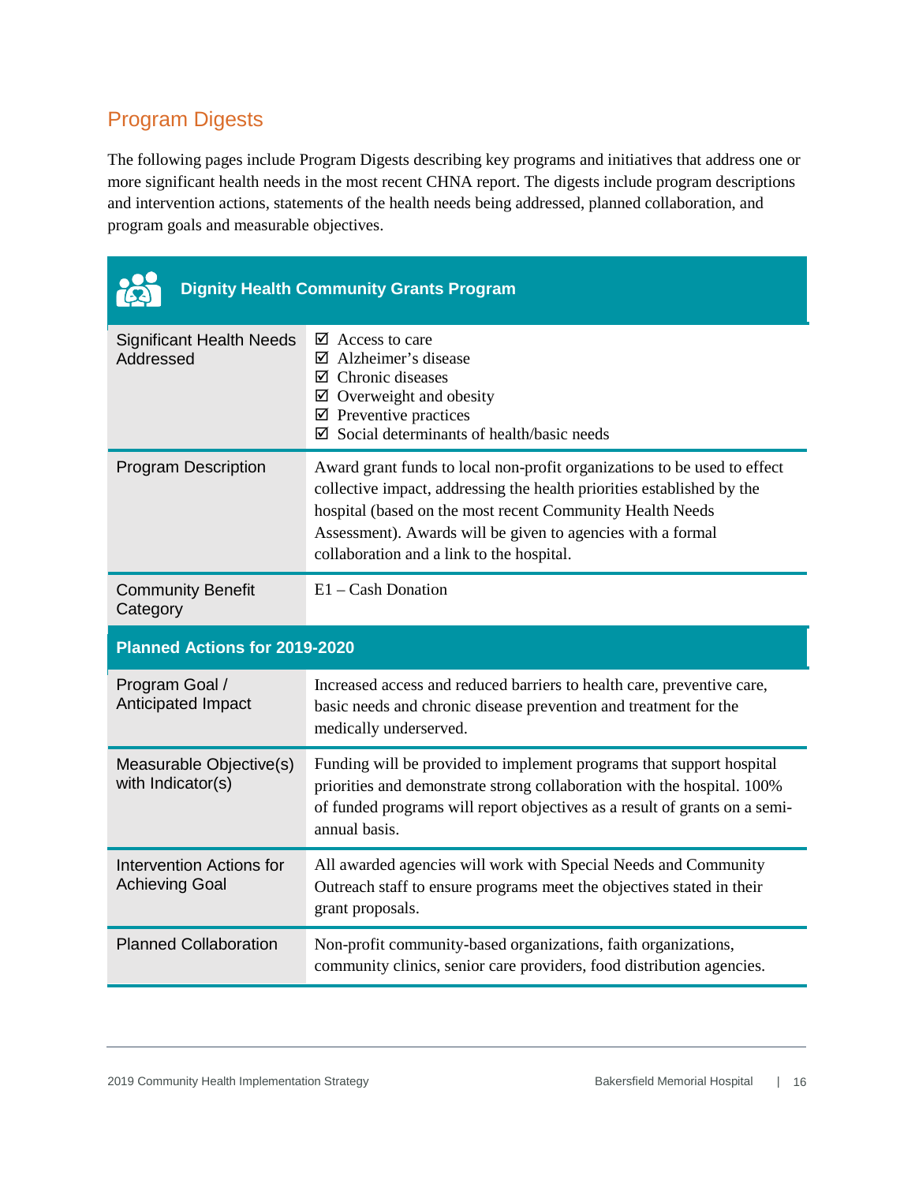## Program Digests

The following pages include Program Digests describing key programs and initiatives that address one or more significant health needs in the most recent CHNA report. The digests include program descriptions and intervention actions, statements of the health needs being addressed, planned collaboration, and program goals and measurable objectives.

| Dignity Health Community Grants Program | |
|---|---|
| Significant Health Needs Addressed | ☑ Access to care<br>☑ Alzheimer's disease<br>☑ Chronic diseases<br>☑ Overweight and obesity<br>☑ Preventive practices<br>☑ Social determinants of health/basic needs |
| Program Description | Award grant funds to local non-profit organizations to be used to effect collective impact, addressing the health priorities established by the hospital (based on the most recent Community Health Needs Assessment). Awards will be given to agencies with a formal collaboration and a link to the hospital. |
| Community Benefit Category | E1 – Cash Donation |
| **Planned Actions for 2019-2020** | |
| Program Goal / Anticipated Impact | Increased access and reduced barriers to health care, preventive care, basic needs and chronic disease prevention and treatment for the medically underserved. |
| Measurable Objective(s) with Indicator(s) | Funding will be provided to implement programs that support hospital priorities and demonstrate strong collaboration with the hospital. 100% of funded programs will report objectives as a result of grants on a semi-annual basis. |
| Intervention Actions for Achieving Goal | All awarded agencies will work with Special Needs and Community Outreach staff to ensure programs meet the objectives stated in their grant proposals. |
| Planned Collaboration | Non-profit community-based organizations, faith organizations, community clinics, senior care providers, food distribution agencies. |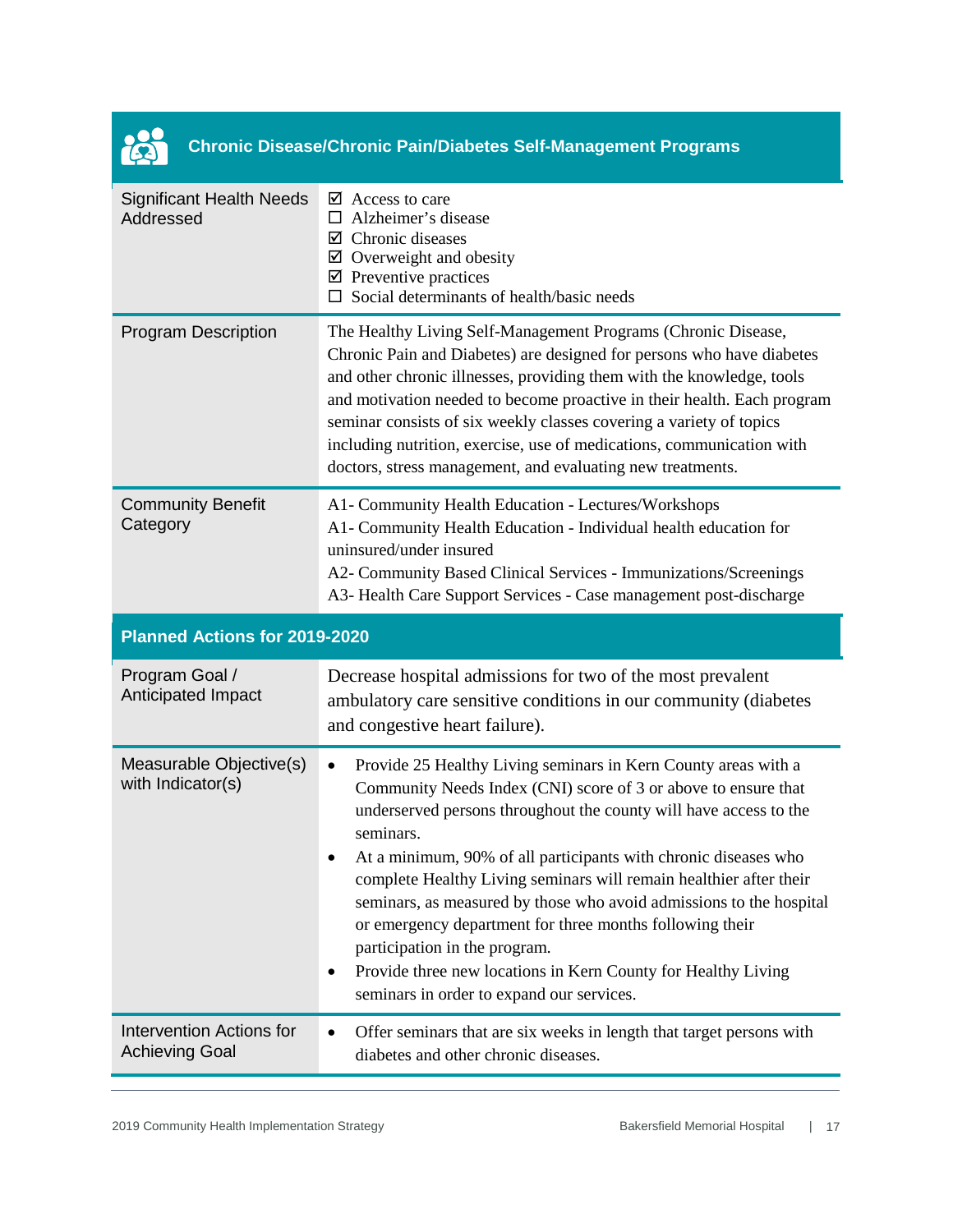## Chronic Disease/Chronic Pain/Diabetes Self-Management Programs

| | |
|---|---|
| Significant Health Needs Addressed | ☑ Access to care<br>☐ Alzheimer's disease<br>☑ Chronic diseases<br>☑ Overweight and obesity<br>☑ Preventive practices<br>☐ Social determinants of health/basic needs |
| Program Description | The Healthy Living Self-Management Programs (Chronic Disease, Chronic Pain and Diabetes) are designed for persons who have diabetes and other chronic illnesses, providing them with the knowledge, tools and motivation needed to become proactive in their health. Each program seminar consists of six weekly classes covering a variety of topics including nutrition, exercise, use of medications, communication with doctors, stress management, and evaluating new treatments. |
| Community Benefit Category | A1- Community Health Education - Lectures/Workshops<br>A1- Community Health Education - Individual health education for uninsured/under insured<br>A2- Community Based Clinical Services - Immunizations/Screenings<br>A3- Health Care Support Services - Case management post-discharge |

### Planned Actions for 2019-2020

| | |
|---|---|
| Program Goal / Anticipated Impact | Decrease hospital admissions for two of the most prevalent ambulatory care sensitive conditions in our community (diabetes and congestive heart failure). |
| Measurable Objective(s) with Indicator(s) | • Provide 25 Healthy Living seminars in Kern County areas with a Community Needs Index (CNI) score of 3 or above to ensure that underserved persons throughout the county will have access to the seminars.<br>• At a minimum, 90% of all participants with chronic diseases who complete Healthy Living seminars will remain healthier after their seminars, as measured by those who avoid admissions to the hospital or emergency department for three months following their participation in the program.<br>• Provide three new locations in Kern County for Healthy Living seminars in order to expand our services. |
| Intervention Actions for Achieving Goal | • Offer seminars that are six weeks in length that target persons with diabetes and other chronic diseases. |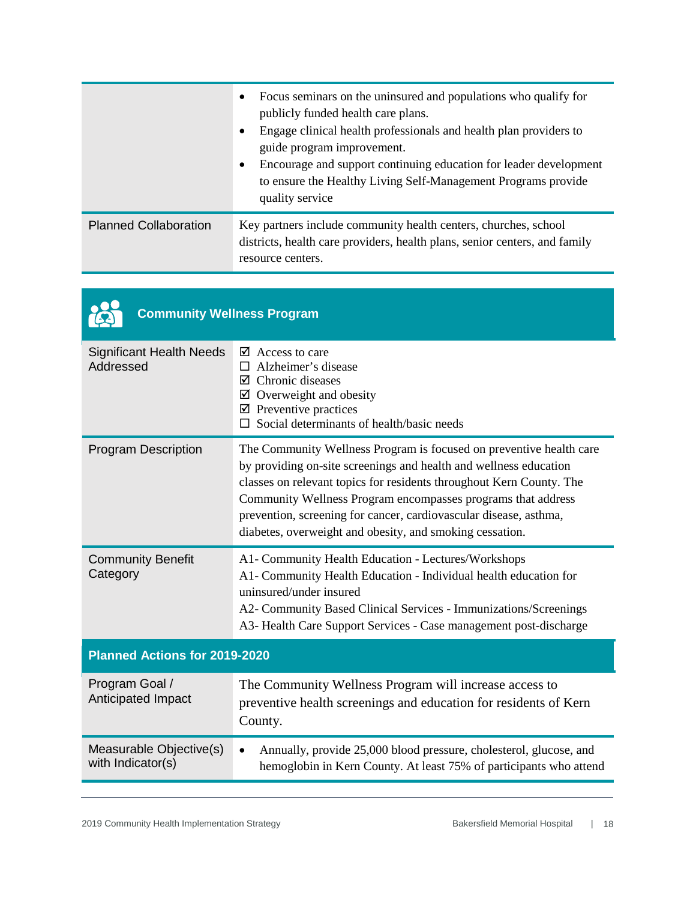| | |
|---|---|
| | • Focus seminars on the uninsured and populations who qualify for publicly funded health care plans.<br>• Engage clinical health professionals and health plan providers to guide program improvement.<br>• Encourage and support continuing education for leader development to ensure the Healthy Living Self-Management Programs provide quality service |
| Planned Collaboration | Key partners include community health centers, churches, school districts, health care providers, health plans, senior centers, and family resource centers. |

## Community Wellness Program

| | |
|---|---|
| Significant Health Needs Addressed | ☑ Access to care<br>☐ Alzheimer's disease<br>☑ Chronic diseases<br>☑ Overweight and obesity<br>☑ Preventive practices<br>☐ Social determinants of health/basic needs |
| Program Description | The Community Wellness Program is focused on preventive health care by providing on-site screenings and health and wellness education classes on relevant topics for residents throughout Kern County. The Community Wellness Program encompasses programs that address prevention, screening for cancer, cardiovascular disease, asthma, diabetes, overweight and obesity, and smoking cessation. |
| Community Benefit Category | A1- Community Health Education - Lectures/Workshops<br>A1- Community Health Education - Individual health education for uninsured/under insured<br>A2- Community Based Clinical Services - Immunizations/Screenings<br>A3- Health Care Support Services - Case management post-discharge |
| **Planned Actions for 2019-2020** | |
| Program Goal / Anticipated Impact | The Community Wellness Program will increase access to preventive health screenings and education for residents of Kern County. |
| Measurable Objective(s) with Indicator(s) | • Annually, provide 25,000 blood pressure, cholesterol, glucose, and hemoglobin in Kern County. At least 75% of participants who attend |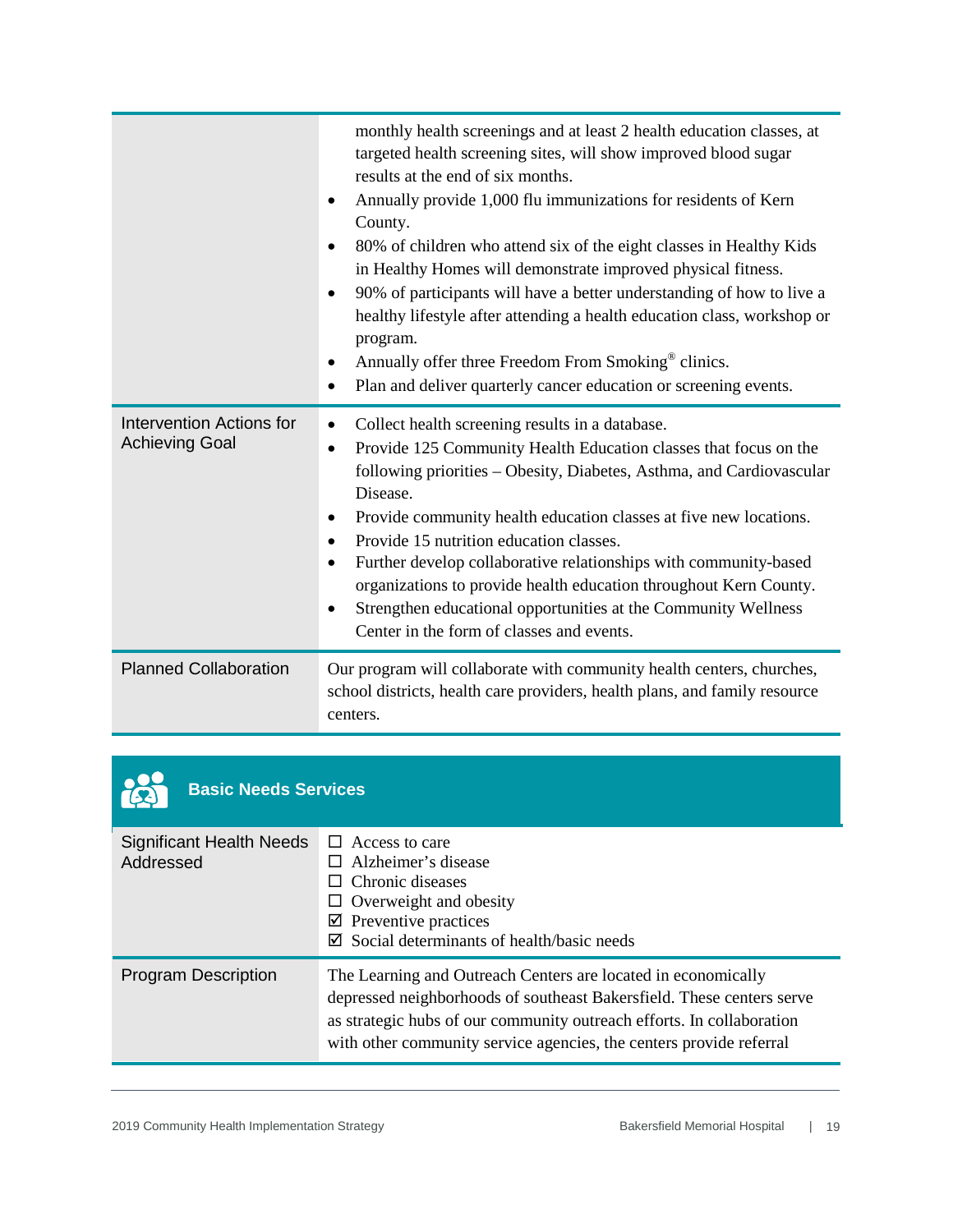| | |
|---|---|
| | monthly health screenings and at least 2 health education classes, at targeted health screening sites, will show improved blood sugar results at the end of six months.<br>• Annually provide 1,000 flu immunizations for residents of Kern County.<br>• 80% of children who attend six of the eight classes in Healthy Kids in Healthy Homes will demonstrate improved physical fitness.<br>• 90% of participants will have a better understanding of how to live a healthy lifestyle after attending a health education class, workshop or program.<br>• Annually offer three Freedom From Smoking® clinics.<br>• Plan and deliver quarterly cancer education or screening events. |
| Intervention Actions for Achieving Goal | • Collect health screening results in a database.<br>• Provide 125 Community Health Education classes that focus on the following priorities – Obesity, Diabetes, Asthma, and Cardiovascular Disease.<br>• Provide community health education classes at five new locations.<br>• Provide 15 nutrition education classes.<br>• Further develop collaborative relationships with community-based organizations to provide health education throughout Kern County.<br>• Strengthen educational opportunities at the Community Wellness Center in the form of classes and events. |
| Planned Collaboration | Our program will collaborate with community health centers, churches, school districts, health care providers, health plans, and family resource centers. |

## Basic Needs Services

| | |
|---|---|
| Significant Health Needs Addressed | ☐ Access to care<br>☐ Alzheimer's disease<br>☐ Chronic diseases<br>☐ Overweight and obesity<br>☑ Preventive practices<br>☑ Social determinants of health/basic needs |
| Program Description | The Learning and Outreach Centers are located in economically depressed neighborhoods of southeast Bakersfield. These centers serve as strategic hubs of our community outreach efforts. In collaboration with other community service agencies, the centers provide referral |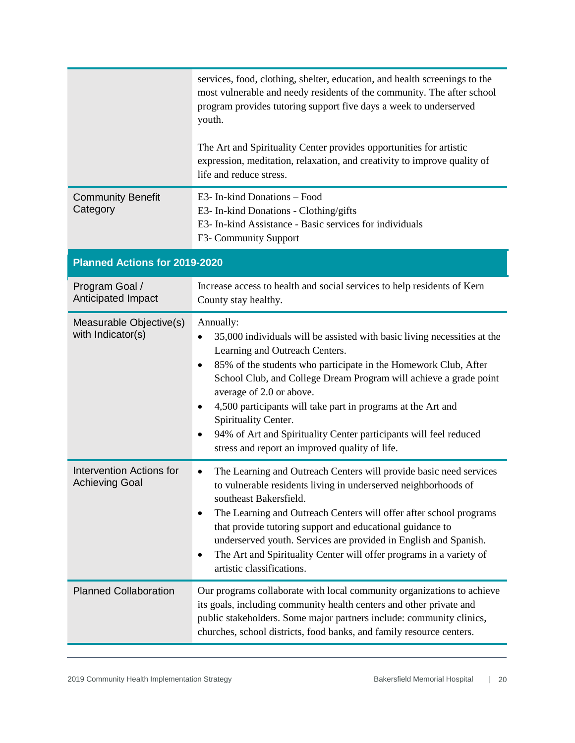| | |
|---|---|
| | services, food, clothing, shelter, education, and health screenings to the most vulnerable and needy residents of the community. The after school program provides tutoring support five days a week to underserved youth.<br><br>The Art and Spirituality Center provides opportunities for artistic expression, meditation, relaxation, and creativity to improve quality of life and reduce stress. |
| Community Benefit Category | E3- In-kind Donations – Food<br>E3- In-kind Donations - Clothing/gifts<br>E3- In-kind Assistance - Basic services for individuals<br>F3- Community Support |

**Planned Actions for 2019-2020**

| | |
|---|---|
| Program Goal / Anticipated Impact | Increase access to health and social services to help residents of Kern County stay healthy. |
| Measurable Objective(s) with Indicator(s) | Annually:<br>• 35,000 individuals will be assisted with basic living necessities at the Learning and Outreach Centers.<br>• 85% of the students who participate in the Homework Club, After School Club, and College Dream Program will achieve a grade point average of 2.0 or above.<br>• 4,500 participants will take part in programs at the Art and Spirituality Center.<br>• 94% of Art and Spirituality Center participants will feel reduced stress and report an improved quality of life. |
| Intervention Actions for Achieving Goal | • The Learning and Outreach Centers will provide basic need services to vulnerable residents living in underserved neighborhoods of southeast Bakersfield.<br>• The Learning and Outreach Centers will offer after school programs that provide tutoring support and educational guidance to underserved youth. Services are provided in English and Spanish.<br>• The Art and Spirituality Center will offer programs in a variety of artistic classifications. |
| Planned Collaboration | Our programs collaborate with local community organizations to achieve its goals, including community health centers and other private and public stakeholders. Some major partners include: community clinics, churches, school districts, food banks, and family resource centers. |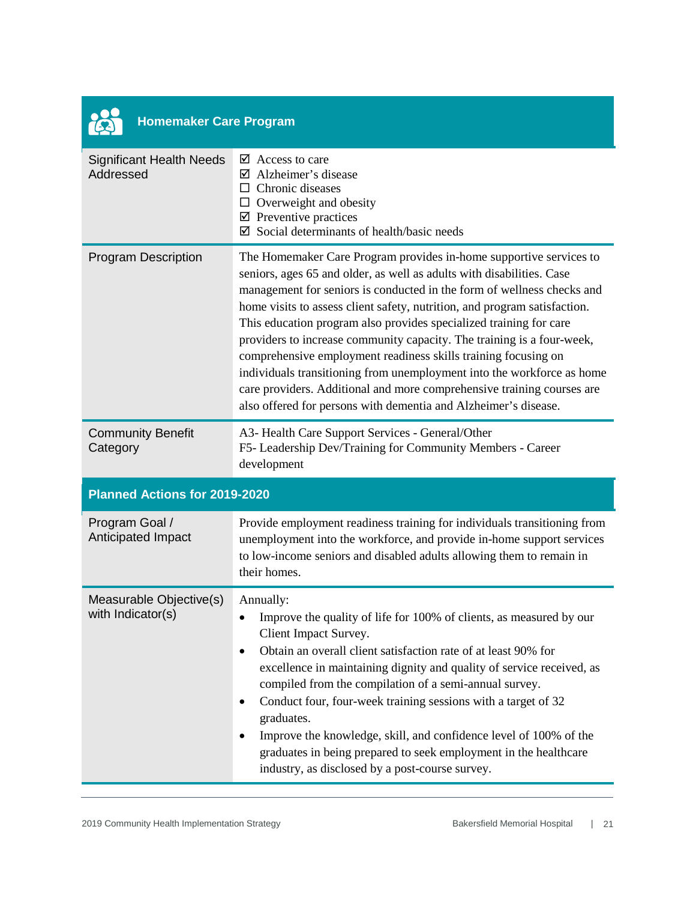## Homemaker Care Program

| | |
|---|---|
| Significant Health Needs Addressed | ☑ Access to care<br>☑ Alzheimer's disease<br>☐ Chronic diseases<br>☐ Overweight and obesity<br>☑ Preventive practices<br>☑ Social determinants of health/basic needs |
| Program Description | The Homemaker Care Program provides in-home supportive services to seniors, ages 65 and older, as well as adults with disabilities. Case management for seniors is conducted in the form of wellness checks and home visits to assess client safety, nutrition, and program satisfaction. This education program also provides specialized training for care providers to increase community capacity. The training is a four-week, comprehensive employment readiness skills training focusing on individuals transitioning from unemployment into the workforce as home care providers. Additional and more comprehensive training courses are also offered for persons with dementia and Alzheimer's disease. |
| Community Benefit Category | A3- Health Care Support Services - General/Other<br>F5- Leadership Dev/Training for Community Members - Career development |

### Planned Actions for 2019-2020

| | |
|---|---|
| Program Goal / Anticipated Impact | Provide employment readiness training for individuals transitioning from unemployment into the workforce, and provide in-home support services to low-income seniors and disabled adults allowing them to remain in their homes. |
| Measurable Objective(s) with Indicator(s) | Annually:<br>• Improve the quality of life for 100% of clients, as measured by our Client Impact Survey.<br>• Obtain an overall client satisfaction rate of at least 90% for excellence in maintaining dignity and quality of service received, as compiled from the compilation of a semi-annual survey.<br>• Conduct four, four-week training sessions with a target of 32 graduates.<br>• Improve the knowledge, skill, and confidence level of 100% of the graduates in being prepared to seek employment in the healthcare industry, as disclosed by a post-course survey. |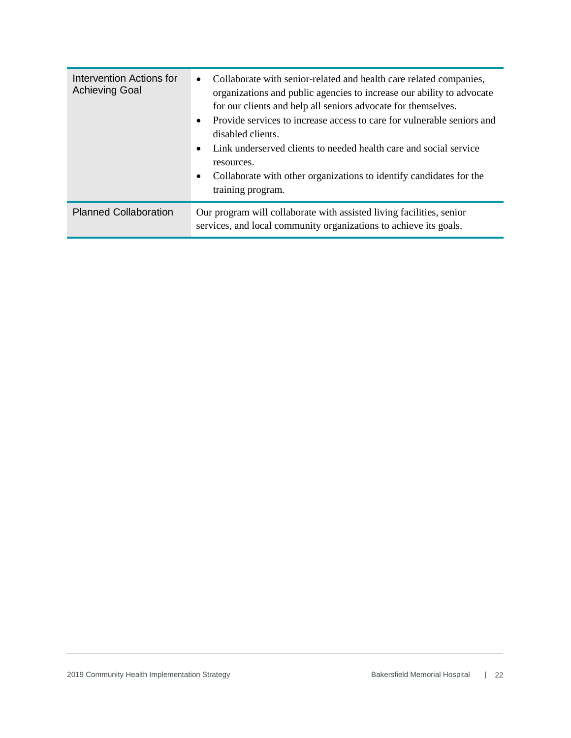| | |
|---|---|
| Intervention Actions for Achieving Goal | • Collaborate with senior-related and health care related companies, organizations and public agencies to increase our ability to advocate for our clients and help all seniors advocate for themselves.<br>• Provide services to increase access to care for vulnerable seniors and disabled clients.<br>• Link underserved clients to needed health care and social service resources.<br>• Collaborate with other organizations to identify candidates for the training program. |
| Planned Collaboration | Our program will collaborate with assisted living facilities, senior services, and local community organizations to achieve its goals. |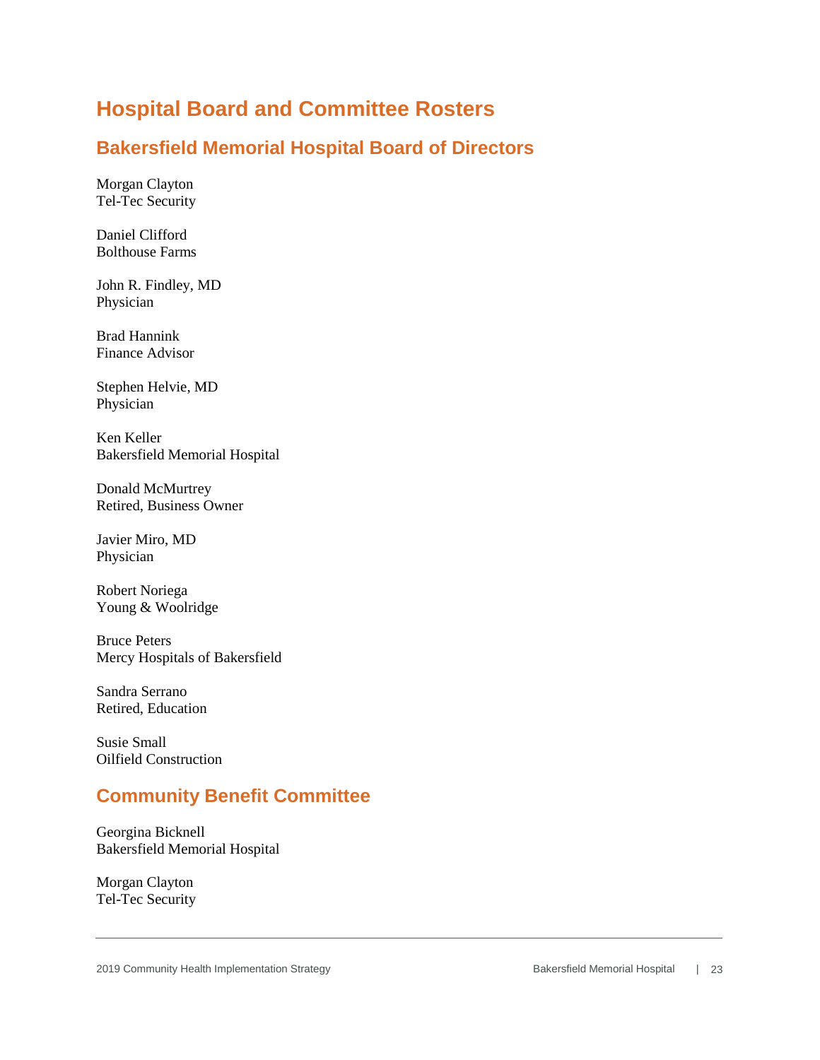# Hospital Board and Committee Rosters

## Bakersfield Memorial Hospital Board of Directors

Morgan Clayton
Tel-Tec Security

Daniel Clifford
Bolthouse Farms

John R. Findley, MD
Physician

Brad Hannink
Finance Advisor

Stephen Helvie, MD
Physician

Ken Keller
Bakersfield Memorial Hospital

Donald McMurtrey
Retired, Business Owner

Javier Miro, MD
Physician

Robert Noriega
Young & Woolridge

Bruce Peters
Mercy Hospitals of Bakersfield

Sandra Serrano
Retired, Education

Susie Small
Oilfield Construction

## Community Benefit Committee

Georgina Bicknell
Bakersfield Memorial Hospital

Morgan Clayton
Tel-Tec Security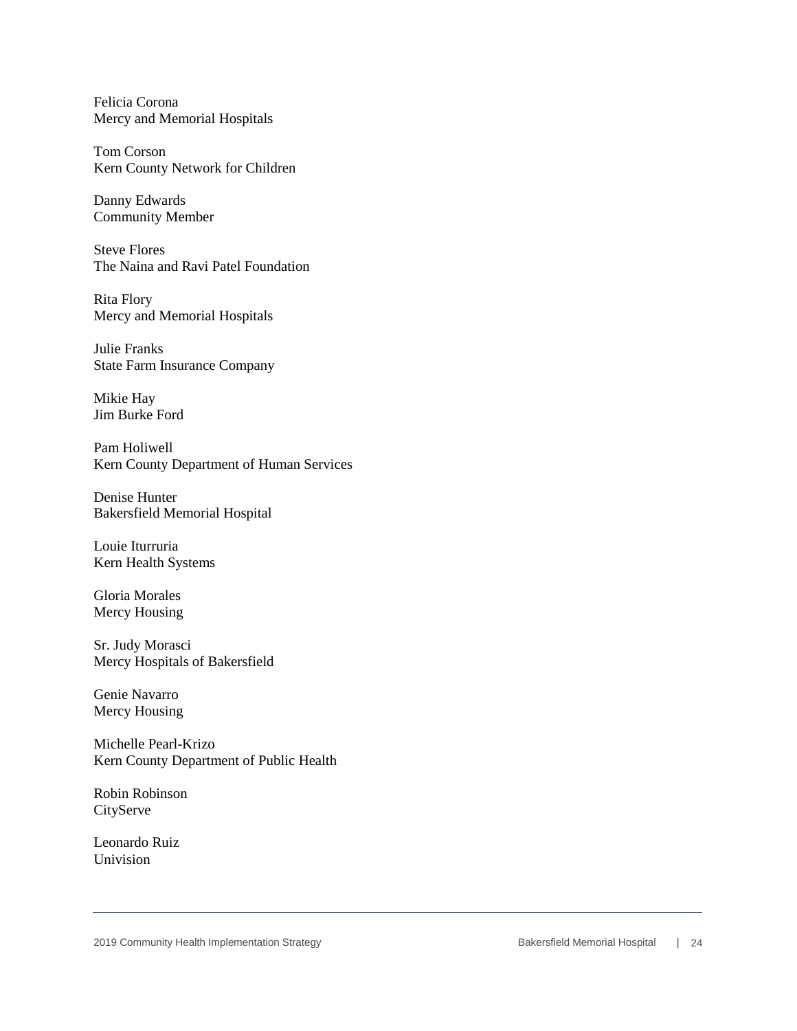Felicia Corona
Mercy and Memorial Hospitals

Tom Corson
Kern County Network for Children

Danny Edwards
Community Member

Steve Flores
The Naina and Ravi Patel Foundation

Rita Flory
Mercy and Memorial Hospitals

Julie Franks
State Farm Insurance Company

Mikie Hay
Jim Burke Ford

Pam Holiwell
Kern County Department of Human Services

Denise Hunter
Bakersfield Memorial Hospital

Louie Iturruria
Kern Health Systems

Gloria Morales
Mercy Housing

Sr. Judy Morasci
Mercy Hospitals of Bakersfield

Genie Navarro
Mercy Housing

Michelle Pearl-Krizo
Kern County Department of Public Health

Robin Robinson
CityServe

Leonardo Ruiz
Univision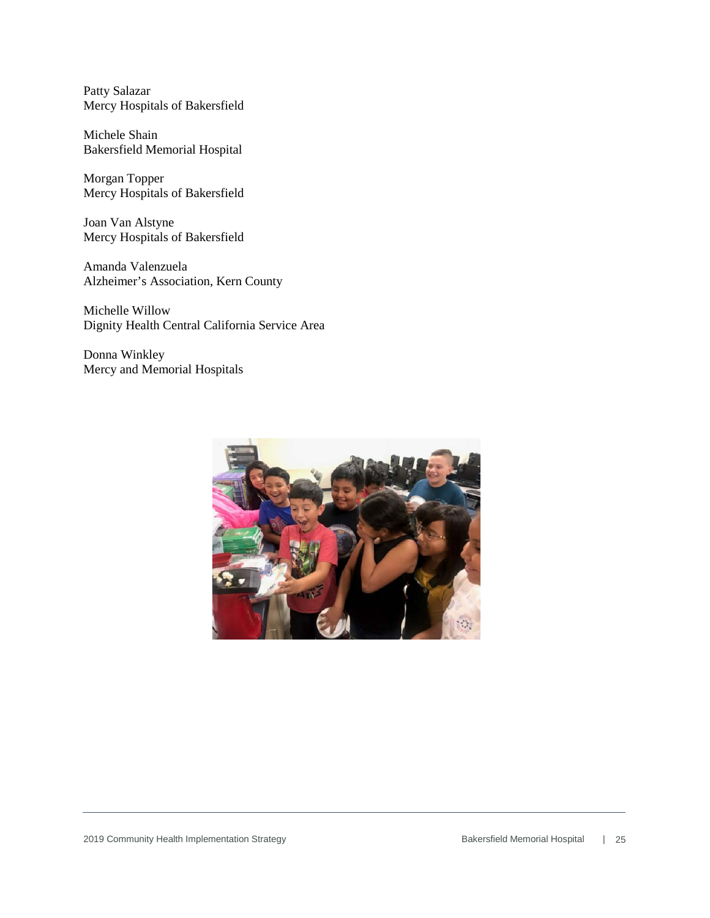Patty Salazar
Mercy Hospitals of Bakersfield

Michele Shain
Bakersfield Memorial Hospital

Morgan Topper
Mercy Hospitals of Bakersfield

Joan Van Alstyne
Mercy Hospitals of Bakersfield

Amanda Valenzuela
Alzheimer's Association, Kern County

Michelle Willow
Dignity Health Central California Service Area

Donna Winkley
Mercy and Memorial Hospitals